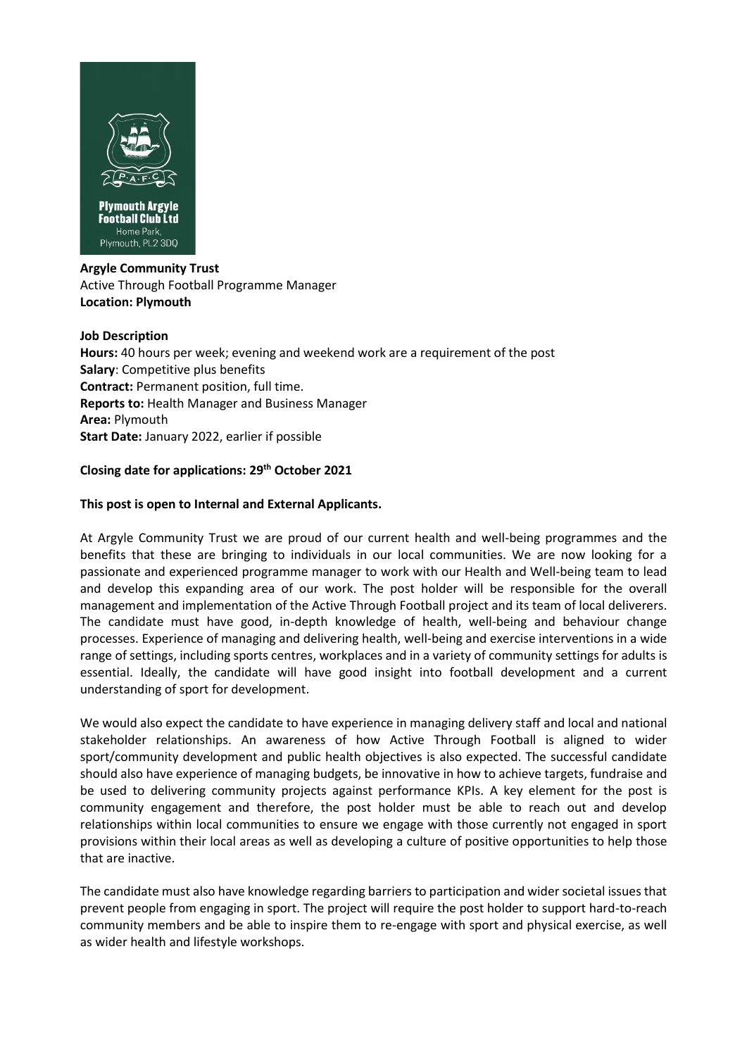**Argyle Community Trust**
Active Through Football Programme Manager
**Location: Plymouth**

**Job Description**
**Hours:** 40 hours per week; evening and weekend work are a requirement of the post
**Salary**: Competitive plus benefits
**Contract:** Permanent position, full time.
**Reports to:** Health Manager and Business Manager
**Area:** Plymouth
**Start Date:** January 2022, earlier if possible

**Closing date for applications: 29th October 2021**

**This post is open to Internal and External Applicants.**

At Argyle Community Trust we are proud of our current health and well-being programmes and the benefits that these are bringing to individuals in our local communities. We are now looking for a passionate and experienced programme manager to work with our Health and Well-being team to lead and develop this expanding area of our work. The post holder will be responsible for the overall management and implementation of the Active Through Football project and its team of local deliverers. The candidate must have good, in-depth knowledge of health, well-being and behaviour change processes. Experience of managing and delivering health, well-being and exercise interventions in a wide range of settings, including sports centres, workplaces and in a variety of community settings for adults is essential. Ideally, the candidate will have good insight into football development and a current understanding of sport for development.

We would also expect the candidate to have experience in managing delivery staff and local and national stakeholder relationships. An awareness of how Active Through Football is aligned to wider sport/community development and public health objectives is also expected. The successful candidate should also have experience of managing budgets, be innovative in how to achieve targets, fundraise and be used to delivering community projects against performance KPIs. A key element for the post is community engagement and therefore, the post holder must be able to reach out and develop relationships within local communities to ensure we engage with those currently not engaged in sport provisions within their local areas as well as developing a culture of positive opportunities to help those that are inactive.

The candidate must also have knowledge regarding barriers to participation and wider societal issues that prevent people from engaging in sport. The project will require the post holder to support hard-to-reach community members and be able to inspire them to re-engage with sport and physical exercise, as well as wider health and lifestyle workshops.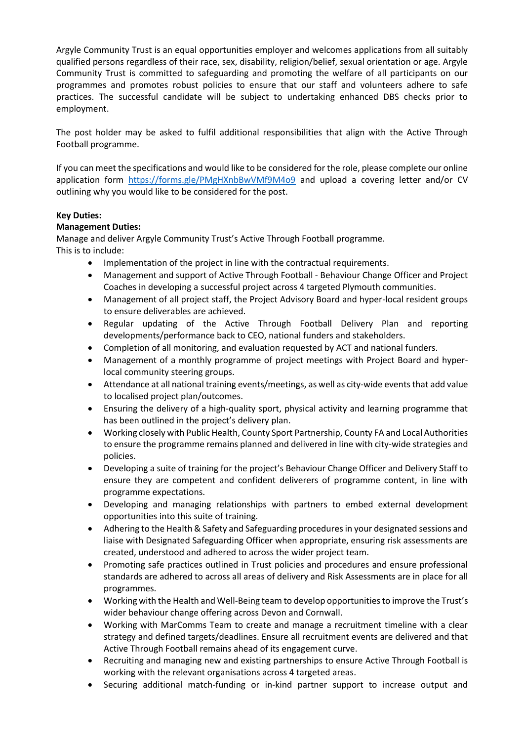Argyle Community Trust is an equal opportunities employer and welcomes applications from all suitably qualified persons regardless of their race, sex, disability, religion/belief, sexual orientation or age. Argyle Community Trust is committed to safeguarding and promoting the welfare of all participants on our programmes and promotes robust policies to ensure that our staff and volunteers adhere to safe practices. The successful candidate will be subject to undertaking enhanced DBS checks prior to employment.

The post holder may be asked to fulfil additional responsibilities that align with the Active Through Football programme.

If you can meet the specifications and would like to be considered for the role, please complete our online application form https://forms.gle/PMgHXnbBwVMf9M4o9 and upload a covering letter and/or CV outlining why you would like to be considered for the post.

**Key Duties:**

**Management Duties:**

Manage and deliver Argyle Community Trust's Active Through Football programme.
This is to include:

- Implementation of the project in line with the contractual requirements.
- Management and support of Active Through Football - Behaviour Change Officer and Project Coaches in developing a successful project across 4 targeted Plymouth communities.
- Management of all project staff, the Project Advisory Board and hyper-local resident groups to ensure deliverables are achieved.
- Regular updating of the Active Through Football Delivery Plan and reporting developments/performance back to CEO, national funders and stakeholders.
- Completion of all monitoring, and evaluation requested by ACT and national funders.
- Management of a monthly programme of project meetings with Project Board and hyper-local community steering groups.
- Attendance at all national training events/meetings, as well as city-wide events that add value to localised project plan/outcomes.
- Ensuring the delivery of a high-quality sport, physical activity and learning programme that has been outlined in the project's delivery plan.
- Working closely with Public Health, County Sport Partnership, County FA and Local Authorities to ensure the programme remains planned and delivered in line with city-wide strategies and policies.
- Developing a suite of training for the project's Behaviour Change Officer and Delivery Staff to ensure they are competent and confident deliverers of programme content, in line with programme expectations.
- Developing and managing relationships with partners to embed external development opportunities into this suite of training.
- Adhering to the Health & Safety and Safeguarding procedures in your designated sessions and liaise with Designated Safeguarding Officer when appropriate, ensuring risk assessments are created, understood and adhered to across the wider project team.
- Promoting safe practices outlined in Trust policies and procedures and ensure professional standards are adhered to across all areas of delivery and Risk Assessments are in place for all programmes.
- Working with the Health and Well-Being team to develop opportunities to improve the Trust's wider behaviour change offering across Devon and Cornwall.
- Working with MarComms Team to create and manage a recruitment timeline with a clear strategy and defined targets/deadlines. Ensure all recruitment events are delivered and that Active Through Football remains ahead of its engagement curve.
- Recruiting and managing new and existing partnerships to ensure Active Through Football is working with the relevant organisations across 4 targeted areas.
- Securing additional match-funding or in-kind partner support to increase output and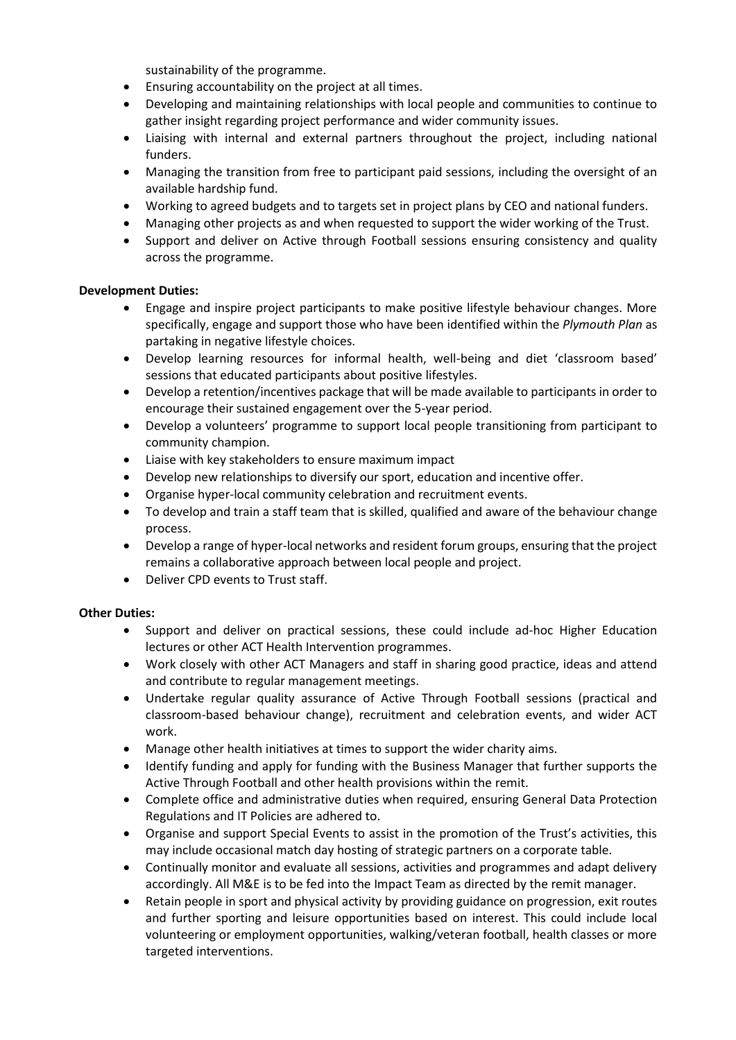sustainability of the programme.

- Ensuring accountability on the project at all times.
- Developing and maintaining relationships with local people and communities to continue to gather insight regarding project performance and wider community issues.
- Liaising with internal and external partners throughout the project, including national funders.
- Managing the transition from free to participant paid sessions, including the oversight of an available hardship fund.
- Working to agreed budgets and to targets set in project plans by CEO and national funders.
- Managing other projects as and when requested to support the wider working of the Trust.
- Support and deliver on Active through Football sessions ensuring consistency and quality across the programme.

**Development Duties:**

- Engage and inspire project participants to make positive lifestyle behaviour changes. More specifically, engage and support those who have been identified within the *Plymouth Plan* as partaking in negative lifestyle choices.
- Develop learning resources for informal health, well-being and diet 'classroom based' sessions that educated participants about positive lifestyles.
- Develop a retention/incentives package that will be made available to participants in order to encourage their sustained engagement over the 5-year period.
- Develop a volunteers' programme to support local people transitioning from participant to community champion.
- Liaise with key stakeholders to ensure maximum impact
- Develop new relationships to diversify our sport, education and incentive offer.
- Organise hyper-local community celebration and recruitment events.
- To develop and train a staff team that is skilled, qualified and aware of the behaviour change process.
- Develop a range of hyper-local networks and resident forum groups, ensuring that the project remains a collaborative approach between local people and project.
- Deliver CPD events to Trust staff.

**Other Duties:**

- Support and deliver on practical sessions, these could include ad-hoc Higher Education lectures or other ACT Health Intervention programmes.
- Work closely with other ACT Managers and staff in sharing good practice, ideas and attend and contribute to regular management meetings.
- Undertake regular quality assurance of Active Through Football sessions (practical and classroom-based behaviour change), recruitment and celebration events, and wider ACT work.
- Manage other health initiatives at times to support the wider charity aims.
- Identify funding and apply for funding with the Business Manager that further supports the Active Through Football and other health provisions within the remit.
- Complete office and administrative duties when required, ensuring General Data Protection Regulations and IT Policies are adhered to.
- Organise and support Special Events to assist in the promotion of the Trust's activities, this may include occasional match day hosting of strategic partners on a corporate table.
- Continually monitor and evaluate all sessions, activities and programmes and adapt delivery accordingly. All M&E is to be fed into the Impact Team as directed by the remit manager.
- Retain people in sport and physical activity by providing guidance on progression, exit routes and further sporting and leisure opportunities based on interest. This could include local volunteering or employment opportunities, walking/veteran football, health classes or more targeted interventions.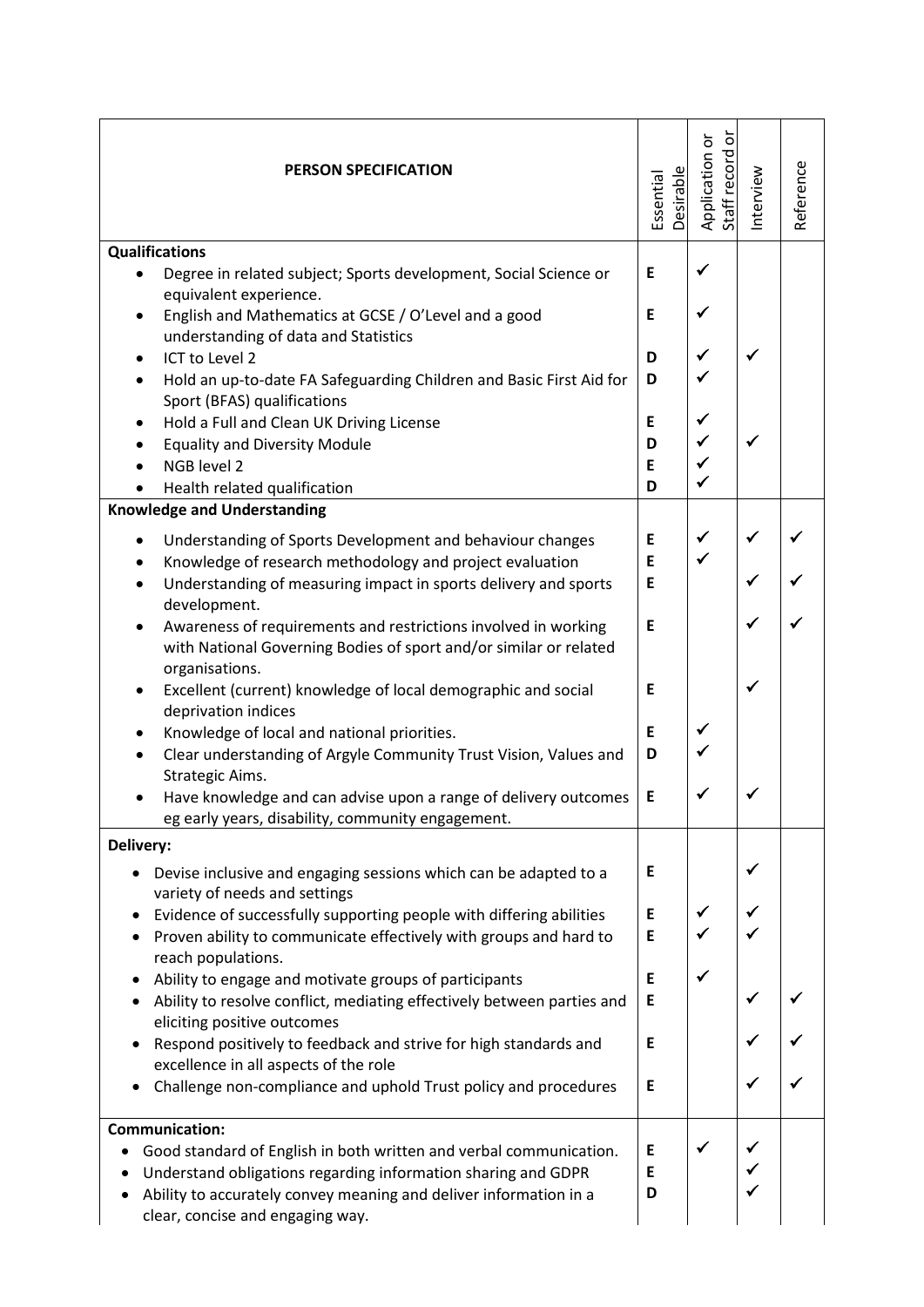| PERSON SPECIFICATION | Essential Desirable | Application or Staff record or | Interview | Reference |
|---|---|---|---|---|
| **Qualifications** | | | | |
| • Degree in related subject; Sports development, Social Science or equivalent experience. | E | ✓ | | |
| • English and Mathematics at GCSE / O'Level and a good understanding of data and Statistics | E | ✓ | | |
| • ICT to Level 2 | D | ✓ | ✓ | |
| • Hold an up-to-date FA Safeguarding Children and Basic First Aid for Sport (BFAS) qualifications | D | ✓ | | |
| • Hold a Full and Clean UK Driving License | E | ✓ | | |
| • Equality and Diversity Module | D | ✓ | ✓ | |
| • NGB level 2 | E | ✓ | | |
| • Health related qualification | D | ✓ | | |
| **Knowledge and Understanding** | | | | |
| • Understanding of Sports Development and behaviour changes | E | ✓ | ✓ | ✓ |
| • Knowledge of research methodology and project evaluation | E | ✓ | | |
| • Understanding of measuring impact in sports delivery and sports development. | E | | ✓ | ✓ |
| • Awareness of requirements and restrictions involved in working with National Governing Bodies of sport and/or similar or related organisations. | E | | ✓ | ✓ |
| • Excellent (current) knowledge of local demographic and social deprivation indices | E | | ✓ | |
| • Knowledge of local and national priorities. | E | ✓ | | |
| • Clear understanding of Argyle Community Trust Vision, Values and Strategic Aims. | D | ✓ | | |
| • Have knowledge and can advise upon a range of delivery outcomes eg early years, disability, community engagement. | E | ✓ | ✓ | |
| **Delivery:** | | | | |
| • Devise inclusive and engaging sessions which can be adapted to a variety of needs and settings | E | | ✓ | |
| • Evidence of successfully supporting people with differing abilities | E | ✓ | ✓ | |
| • Proven ability to communicate effectively with groups and hard to reach populations. | E | ✓ | ✓ | |
| • Ability to engage and motivate groups of participants | E | ✓ | | |
| • Ability to resolve conflict, mediating effectively between parties and eliciting positive outcomes | E | | ✓ | ✓ |
| • Respond positively to feedback and strive for high standards and excellence in all aspects of the role | E | | ✓ | ✓ |
| • Challenge non-compliance and uphold Trust policy and procedures | E | | ✓ | ✓ |
| **Communication:** | | | | |
| • Good standard of English in both written and verbal communication. | E | ✓ | ✓ | |
| • Understand obligations regarding information sharing and GDPR | E | | ✓ | |
| • Ability to accurately convey meaning and deliver information in a clear, concise and engaging way. | D | | ✓ | |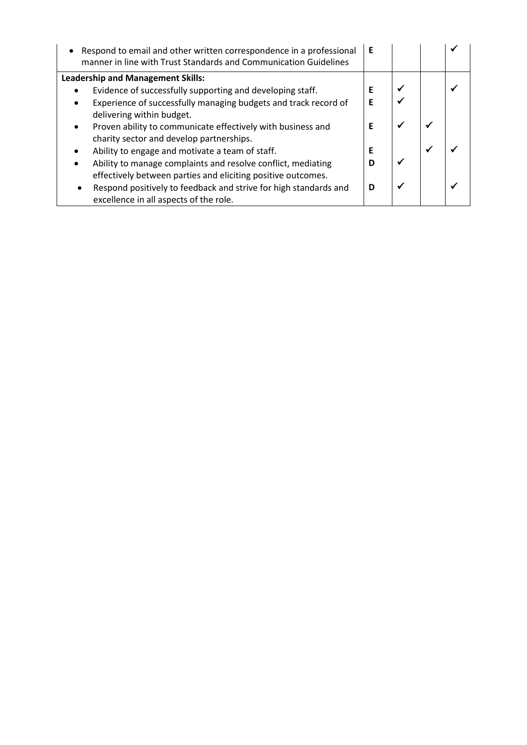| | | | | |
|---|---|---|---|---|
| • Respond to email and other written correspondence in a professional manner in line with Trust Standards and Communication Guidelines | **E** | | | ✓ |
| **Leadership and Management Skills:** | | | | |
| • Evidence of successfully supporting and developing staff. | **E** | ✓ | | ✓ |
| • Experience of successfully managing budgets and track record of delivering within budget. | **E** | ✓ | | |
| • Proven ability to communicate effectively with business and charity sector and develop partnerships. | **E** | ✓ | ✓ | |
| • Ability to engage and motivate a team of staff. | **E** | | ✓ | ✓ |
| • Ability to manage complaints and resolve conflict, mediating effectively between parties and eliciting positive outcomes. | **D** | ✓ | | |
| • Respond positively to feedback and strive for high standards and excellence in all aspects of the role. | **D** | ✓ | | ✓ |